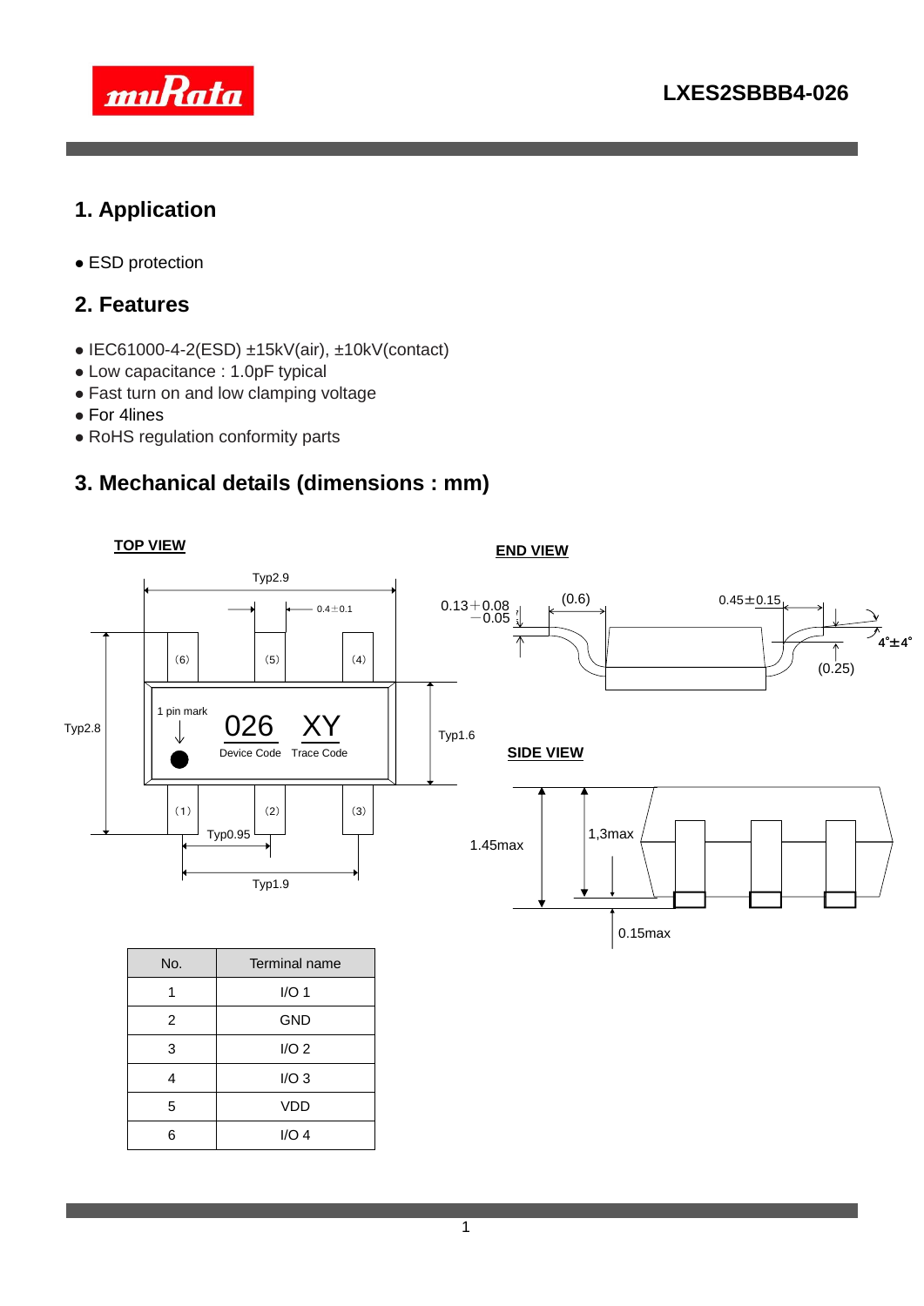# LXES2SBBB4-026

## 1. Application

- ESD protection

## 2. Features

- IEC61000-4-2(ESD) ±15kV(air), ±10kV(contact)
- Low capacitance : 1.0pF typical
- Fast turn on and low clamping voltage
- For 4lines
- RoHS regulation conformity parts

## 3. Mechanical details (dimensions : mm)

**TOP VIEW**

Typ2.9, 0.4±0.1, Typ2.8, Typ1.6, Typ0.95, Typ1.9

(6) (5) (4) (1) (2) (3)

1 pin mark

026 Device Code, XY Trace Code

**END VIEW**

$0.13^{+0.08}_{-0.05}$, (0.6), 0.45±0.15, 4°±4°, (0.25)

**SIDE VIEW**

1.45max, 1,3max, 0.15max

| No. | Terminal name |
|---|---|
| 1 | I/O 1 |
| 2 | GND |
| 3 | I/O 2 |
| 4 | I/O 3 |
| 5 | VDD |
| 6 | I/O 4 |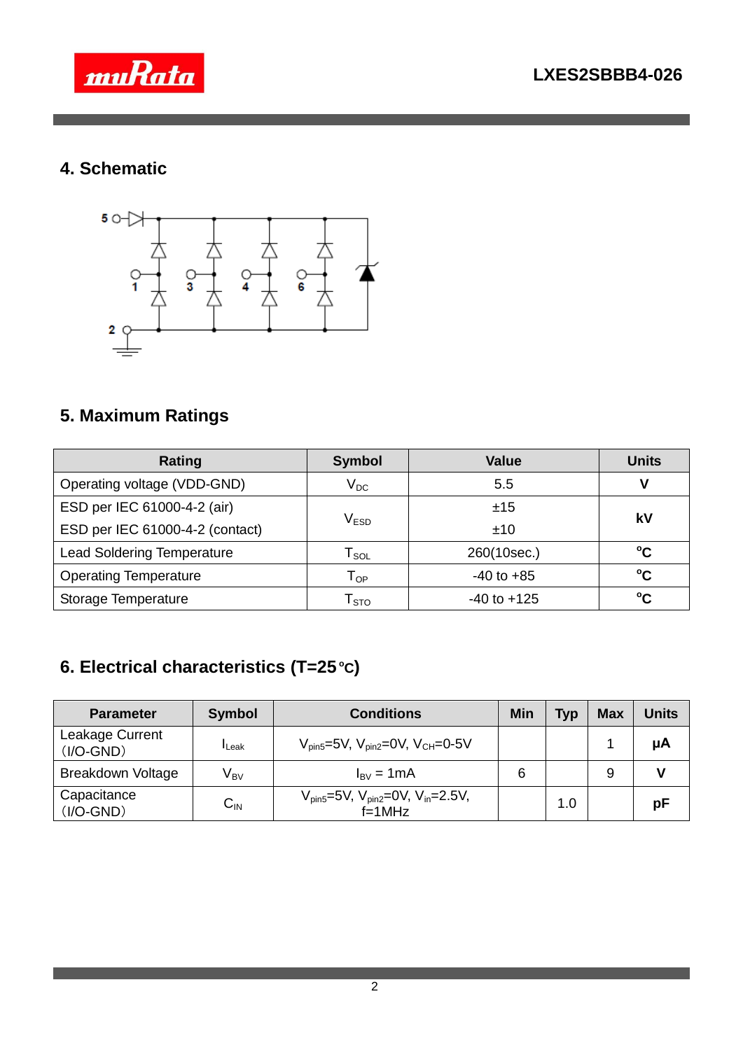## 4. Schematic

5

1 3 4 6

2

## 5. Maximum Ratings

| Rating | Symbol | Value | Units |
|---|---|---|---|
| Operating voltage (VDD-GND) | $V_{DC}$ | 5.5 | V |
| ESD per IEC 61000-4-2 (air)<br>ESD per IEC 61000-4-2 (contact) | $V_{ESD}$ | ±15<br>±10 | kV |
| Lead Soldering Temperature | $T_{SOL}$ | 260(10sec.) | °C |
| Operating Temperature | $T_{OP}$ | -40 to +85 | °C |
| Storage Temperature | $T_{STO}$ | -40 to +125 | °C |

## 6. Electrical characteristics (T=25 °C)

| Parameter | Symbol | Conditions | Min | Typ | Max | Units |
|---|---|---|---|---|---|---|
| Leakage Current (I/O-GND) | $I_{Leak}$ | $V_{pin5}$=5V, $V_{pin2}$=0V, $V_{CH}$=0-5V | | | 1 | μA |
| Breakdown Voltage | $V_{BV}$ | $I_{BV}$ = 1mA | 6 | | 9 | V |
| Capacitance (I/O-GND) | $C_{IN}$ | $V_{pin5}$=5V, $V_{pin2}$=0V, $V_{in}$=2.5V, f=1MHz | | 1.0 | | pF |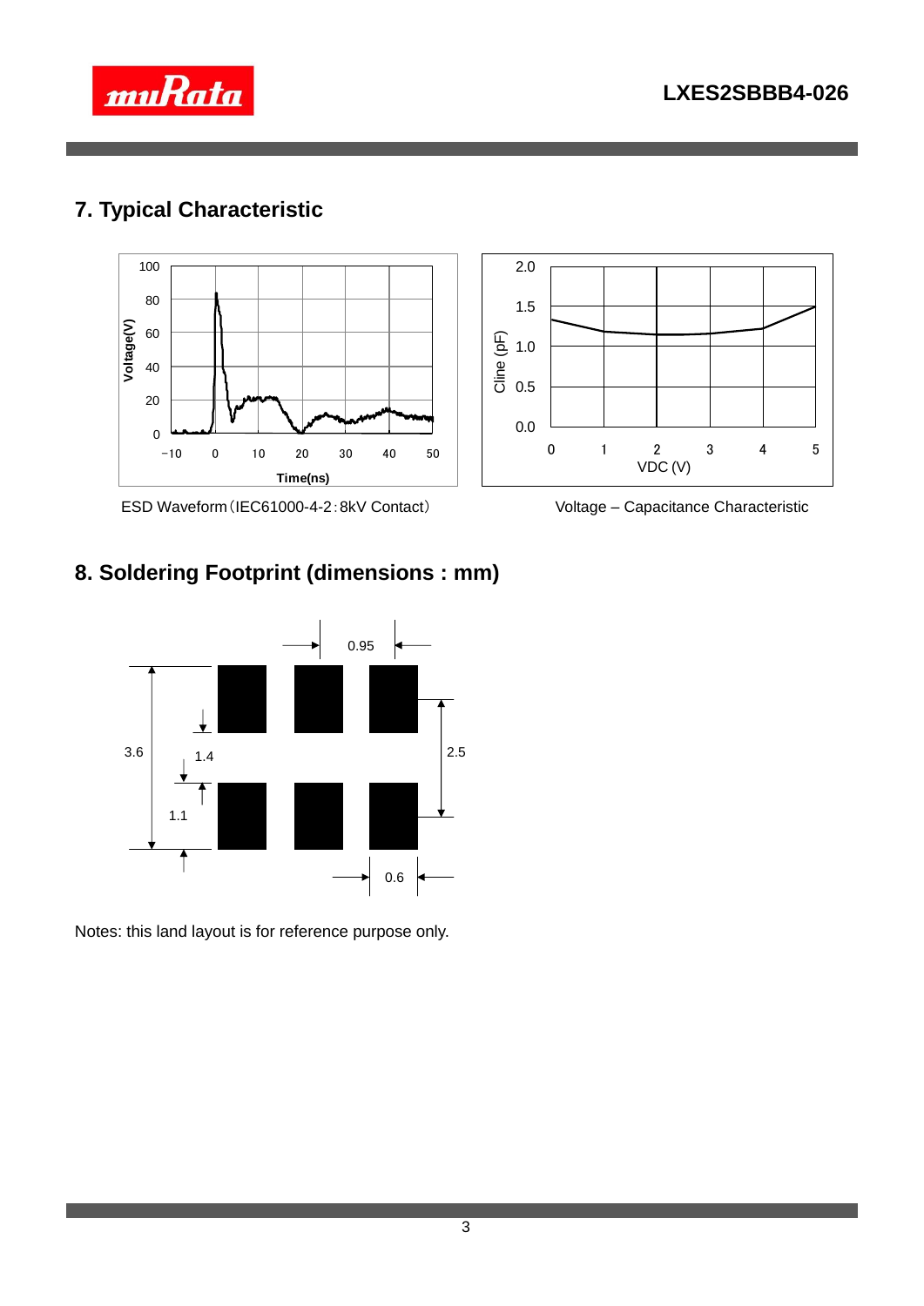## 7. Typical Characteristic

ESD Waveform（IEC61000-4-2：8kV Contact）

Voltage – Capacitance Characteristic

## 8. Soldering Footprint (dimensions : mm)

Notes: this land layout is for reference purpose only.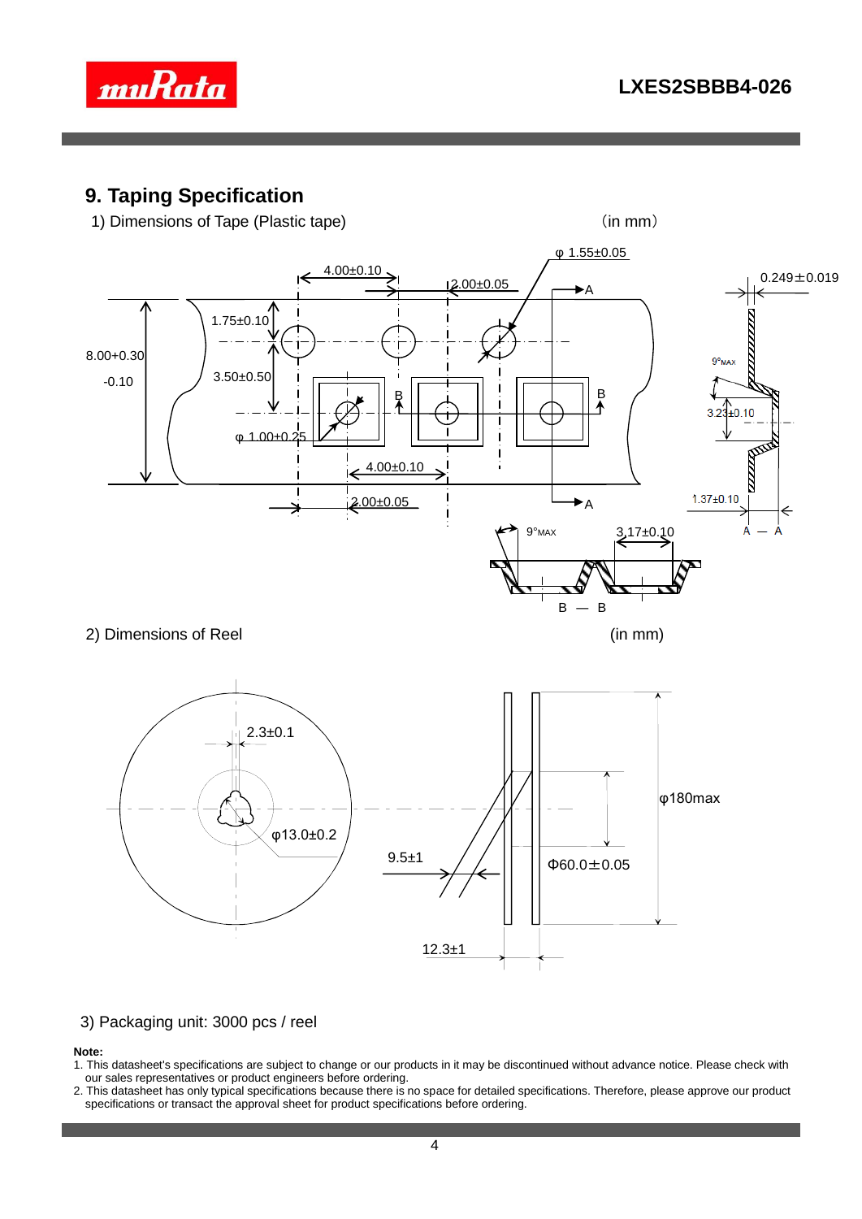## 9. Taping Specification

1) Dimensions of Tape (Plastic tape) (in mm)

φ 1.55±0.05
4.00±0.10
2.00±0.05
A
0.249±0.019
1.75±0.10
8.00+0.30
-0.10
3.50±0.50
B
B
9°MAX
3.23±0.10
φ 1.00+0.25
4.00±0.10
2.00±0.05
A
1.37±0.10
A — A
9°MAX
3.17±0.10
B — B

2) Dimensions of Reel (in mm)

2.3±0.1
φ13.0±0.2
9.5±1
φ180max
Φ60.0±0.05
12.3±1

3) Packaging unit: 3000 pcs / reel

**Note:**

1. This datasheet's specifications are subject to change or our products in it may be discontinued without advance notice. Please check with our sales representatives or product engineers before ordering.
2. This datasheet has only typical specifications because there is no space for detailed specifications. Therefore, please approve our product specifications or transact the approval sheet for product specifications before ordering.